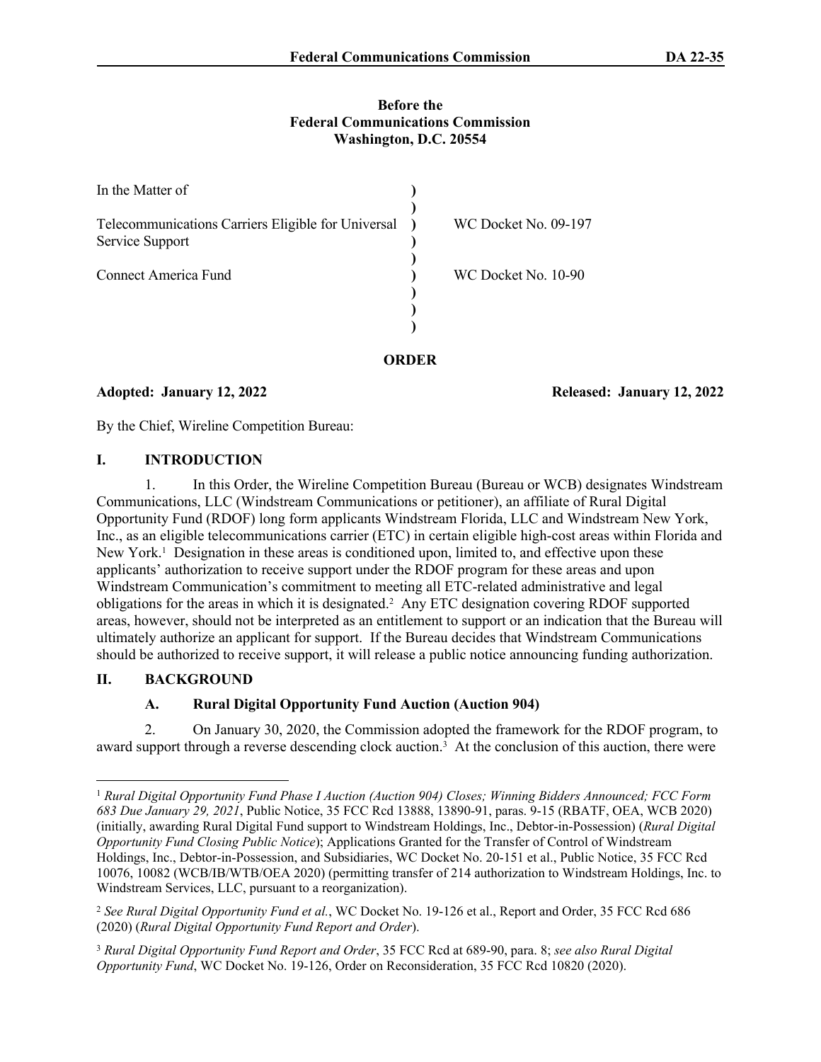**Before the**
**Federal Communications Commission**
**Washington, D.C. 20554**

| In the Matter of | | |
|---|---|---|
| Telecommunications Carriers Eligible for Universal Service Support | ) | WC Docket No. 09-197 |
| Connect America Fund | ) | WC Docket No. 10-90 |

**ORDER**

**Adopted: January 12, 2022** **Released: January 12, 2022**

By the Chief, Wireline Competition Bureau:

## I. INTRODUCTION

1. In this Order, the Wireline Competition Bureau (Bureau or WCB) designates Windstream Communications, LLC (Windstream Communications or petitioner), an affiliate of Rural Digital Opportunity Fund (RDOF) long form applicants Windstream Florida, LLC and Windstream New York, Inc., as an eligible telecommunications carrier (ETC) in certain eligible high-cost areas within Florida and New York.[1] Designation in these areas is conditioned upon, limited to, and effective upon these applicants' authorization to receive support under the RDOF program for these areas and upon Windstream Communication's commitment to meeting all ETC-related administrative and legal obligations for the areas in which it is designated.[2] Any ETC designation covering RDOF supported areas, however, should not be interpreted as an entitlement to support or an indication that the Bureau will ultimately authorize an applicant for support. If the Bureau decides that Windstream Communications should be authorized to receive support, it will release a public notice announcing funding authorization.

## II. BACKGROUND

### A. Rural Digital Opportunity Fund Auction (Auction 904)

2. On January 30, 2020, the Commission adopted the framework for the RDOF program, to award support through a reverse descending clock auction.[3] At the conclusion of this auction, there were

---

[1] *Rural Digital Opportunity Fund Phase I Auction (Auction 904) Closes; Winning Bidders Announced; FCC Form 683 Due January 29, 2021*, Public Notice, 35 FCC Rcd 13888, 13890-91, paras. 9-15 (RBATF, OEA, WCB 2020) (initially, awarding Rural Digital Fund support to Windstream Holdings, Inc., Debtor-in-Possession) (*Rural Digital Opportunity Fund Closing Public Notice*); Applications Granted for the Transfer of Control of Windstream Holdings, Inc., Debtor-in-Possession, and Subsidiaries, WC Docket No. 20-151 et al., Public Notice, 35 FCC Rcd 10076, 10082 (WCB/IB/WTB/OEA 2020) (permitting transfer of 214 authorization to Windstream Holdings, Inc. to Windstream Services, LLC, pursuant to a reorganization).

[2] *See Rural Digital Opportunity Fund et al.*, WC Docket No. 19-126 et al., Report and Order, 35 FCC Rcd 686 (2020) (*Rural Digital Opportunity Fund Report and Order*).

[3] *Rural Digital Opportunity Fund Report and Order*, 35 FCC Rcd at 689-90, para. 8; *see also Rural Digital Opportunity Fund*, WC Docket No. 19-126, Order on Reconsideration, 35 FCC Rcd 10820 (2020).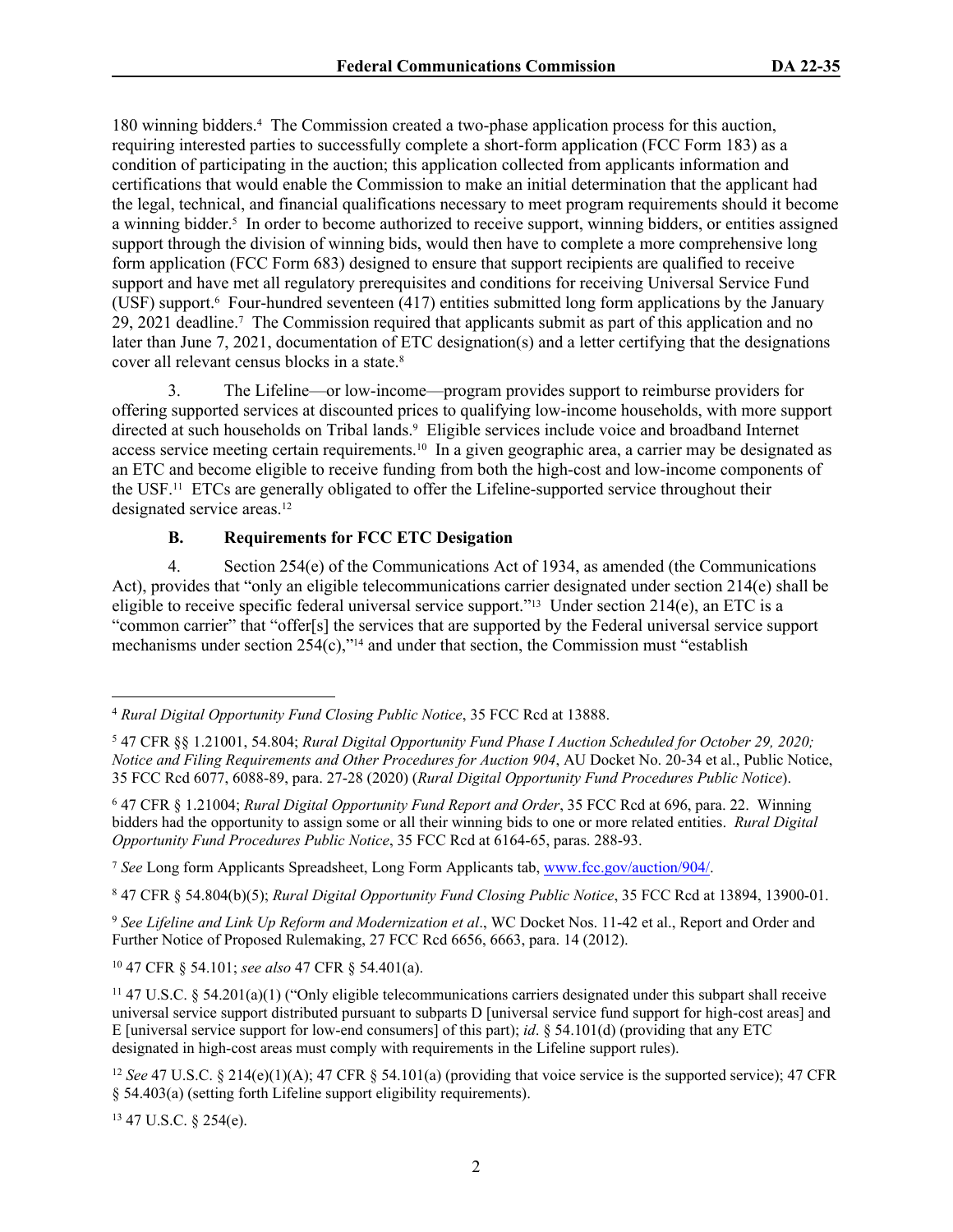180 winning bidders.[4] The Commission created a two-phase application process for this auction, requiring interested parties to successfully complete a short-form application (FCC Form 183) as a condition of participating in the auction; this application collected from applicants information and certifications that would enable the Commission to make an initial determination that the applicant had the legal, technical, and financial qualifications necessary to meet program requirements should it become a winning bidder.[5] In order to become authorized to receive support, winning bidders, or entities assigned support through the division of winning bids, would then have to complete a more comprehensive long form application (FCC Form 683) designed to ensure that support recipients are qualified to receive support and have met all regulatory prerequisites and conditions for receiving Universal Service Fund (USF) support.[6] Four-hundred seventeen (417) entities submitted long form applications by the January 29, 2021 deadline.[7] The Commission required that applicants submit as part of this application and no later than June 7, 2021, documentation of ETC designation(s) and a letter certifying that the designations cover all relevant census blocks in a state.[8]

3. The Lifeline—or low-income—program provides support to reimburse providers for offering supported services at discounted prices to qualifying low-income households, with more support directed at such households on Tribal lands.[9] Eligible services include voice and broadband Internet access service meeting certain requirements.[10] In a given geographic area, a carrier may be designated as an ETC and become eligible to receive funding from both the high-cost and low-income components of the USF.[11] ETCs are generally obligated to offer the Lifeline-supported service throughout their designated service areas.[12]

### B. Requirements for FCC ETC Desigation

4. Section 254(e) of the Communications Act of 1934, as amended (the Communications Act), provides that "only an eligible telecommunications carrier designated under section 214(e) shall be eligible to receive specific federal universal service support."[13] Under section 214(e), an ETC is a "common carrier" that "offer[s] the services that are supported by the Federal universal service support mechanisms under section 254(c),"[14] and under that section, the Commission must "establish

---

[4] *Rural Digital Opportunity Fund Closing Public Notice*, 35 FCC Rcd at 13888.

[5] 47 CFR §§ 1.21001, 54.804; *Rural Digital Opportunity Fund Phase I Auction Scheduled for October 29, 2020; Notice and Filing Requirements and Other Procedures for Auction 904*, AU Docket No. 20-34 et al., Public Notice, 35 FCC Rcd 6077, 6088-89, para. 27-28 (2020) (*Rural Digital Opportunity Fund Procedures Public Notice*).

[6] 47 CFR § 1.21004; *Rural Digital Opportunity Fund Report and Order*, 35 FCC Rcd at 696, para. 22. Winning bidders had the opportunity to assign some or all their winning bids to one or more related entities. *Rural Digital Opportunity Fund Procedures Public Notice*, 35 FCC Rcd at 6164-65, paras. 288-93.

[7] *See* Long form Applicants Spreadsheet, Long Form Applicants tab, www.fcc.gov/auction/904/.

[8] 47 CFR § 54.804(b)(5); *Rural Digital Opportunity Fund Closing Public Notice*, 35 FCC Rcd at 13894, 13900-01.

[9] *See Lifeline and Link Up Reform and Modernization et al*., WC Docket Nos. 11-42 et al., Report and Order and Further Notice of Proposed Rulemaking, 27 FCC Rcd 6656, 6663, para. 14 (2012).

[10] 47 CFR § 54.101; *see also* 47 CFR § 54.401(a).

[11] 47 U.S.C. § 54.201(a)(1) ("Only eligible telecommunications carriers designated under this subpart shall receive universal service support distributed pursuant to subparts D [universal service fund support for high-cost areas] and E [universal service support for low-end consumers] of this part); *id*. § 54.101(d) (providing that any ETC designated in high-cost areas must comply with requirements in the Lifeline support rules).

[12] *See* 47 U.S.C. § 214(e)(1)(A); 47 CFR § 54.101(a) (providing that voice service is the supported service); 47 CFR § 54.403(a) (setting forth Lifeline support eligibility requirements).

[13] 47 U.S.C. § 254(e).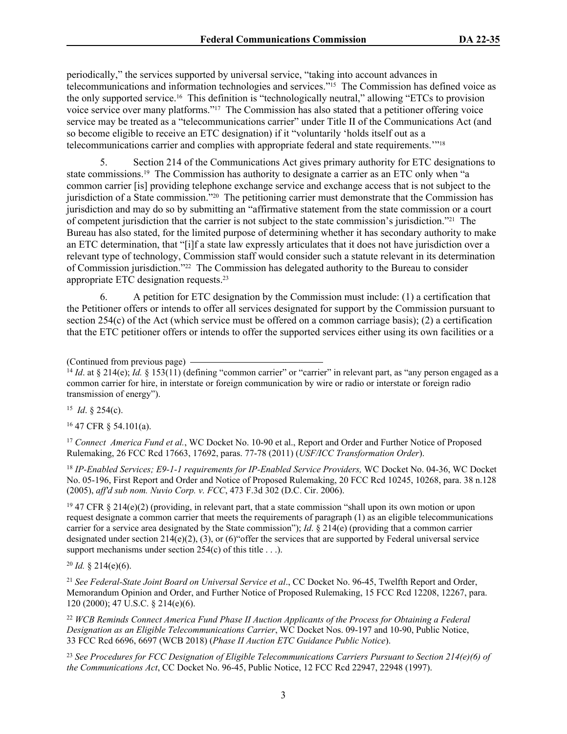periodically," the services supported by universal service, "taking into account advances in telecommunications and information technologies and services."[15] The Commission has defined voice as the only supported service.[16] This definition is "technologically neutral," allowing "ETCs to provision voice service over many platforms."[17] The Commission has also stated that a petitioner offering voice service may be treated as a "telecommunications carrier" under Title II of the Communications Act (and so become eligible to receive an ETC designation) if it "voluntarily 'holds itself out as a telecommunications carrier and complies with appropriate federal and state requirements.'"[18]

5. Section 214 of the Communications Act gives primary authority for ETC designations to state commissions.[19] The Commission has authority to designate a carrier as an ETC only when "a common carrier [is] providing telephone exchange service and exchange access that is not subject to the jurisdiction of a State commission."[20] The petitioning carrier must demonstrate that the Commission has jurisdiction and may do so by submitting an "affirmative statement from the state commission or a court of competent jurisdiction that the carrier is not subject to the state commission's jurisdiction."[21] The Bureau has also stated, for the limited purpose of determining whether it has secondary authority to make an ETC determination, that "[i]f a state law expressly articulates that it does not have jurisdiction over a relevant type of technology, Commission staff would consider such a statute relevant in its determination of Commission jurisdiction."[22] The Commission has delegated authority to the Bureau to consider appropriate ETC designation requests.[23]

6. A petition for ETC designation by the Commission must include: (1) a certification that the Petitioner offers or intends to offer all services designated for support by the Commission pursuant to section 254(c) of the Act (which service must be offered on a common carriage basis); (2) a certification that the ETC petitioner offers or intends to offer the supported services either using its own facilities or a

---

(Continued from previous page)

[14] *Id*. at § 214(e); *Id.* § 153(11) (defining "common carrier" or "carrier" in relevant part, as "any person engaged as a common carrier for hire, in interstate or foreign communication by wire or radio or interstate or foreign radio transmission of energy").

[15] *Id*. § 254(c).

[16] 47 CFR § 54.101(a).

[17] *Connect America Fund et al.*, WC Docket No. 10-90 et al., Report and Order and Further Notice of Proposed Rulemaking, 26 FCC Rcd 17663, 17692, paras. 77-78 (2011) (*USF/ICC Transformation Order*).

[18] *IP-Enabled Services; E9-1-1 requirements for IP-Enabled Service Providers,* WC Docket No. 04-36, WC Docket No. 05-196, First Report and Order and Notice of Proposed Rulemaking, 20 FCC Rcd 10245, 10268, para. 38 n.128 (2005), *aff'd sub nom. Nuvio Corp. v. FCC*, 473 F.3d 302 (D.C. Cir. 2006).

[19] 47 CFR § 214(e)(2) (providing, in relevant part, that a state commission "shall upon its own motion or upon request designate a common carrier that meets the requirements of paragraph (1) as an eligible telecommunications carrier for a service area designated by the State commission"); *Id*. § 214(e) (providing that a common carrier designated under section 214(e)(2), (3), or (6)"offer the services that are supported by Federal universal service support mechanisms under section 254(c) of this title . . .).

[20] *Id.* § 214(e)(6).

[21] *See Federal-State Joint Board on Universal Service et al*., CC Docket No. 96-45, Twelfth Report and Order, Memorandum Opinion and Order, and Further Notice of Proposed Rulemaking, 15 FCC Rcd 12208, 12267, para. 120 (2000); 47 U.S.C. § 214(e)(6).

[22] *WCB Reminds Connect America Fund Phase II Auction Applicants of the Process for Obtaining a Federal Designation as an Eligible Telecommunications Carrier*, WC Docket Nos. 09-197 and 10-90, Public Notice, 33 FCC Rcd 6696, 6697 (WCB 2018) (*Phase II Auction ETC Guidance Public Notice*).

[23] *See Procedures for FCC Designation of Eligible Telecommunications Carriers Pursuant to Section 214(e)(6) of the Communications Act*, CC Docket No. 96-45, Public Notice, 12 FCC Rcd 22947, 22948 (1997).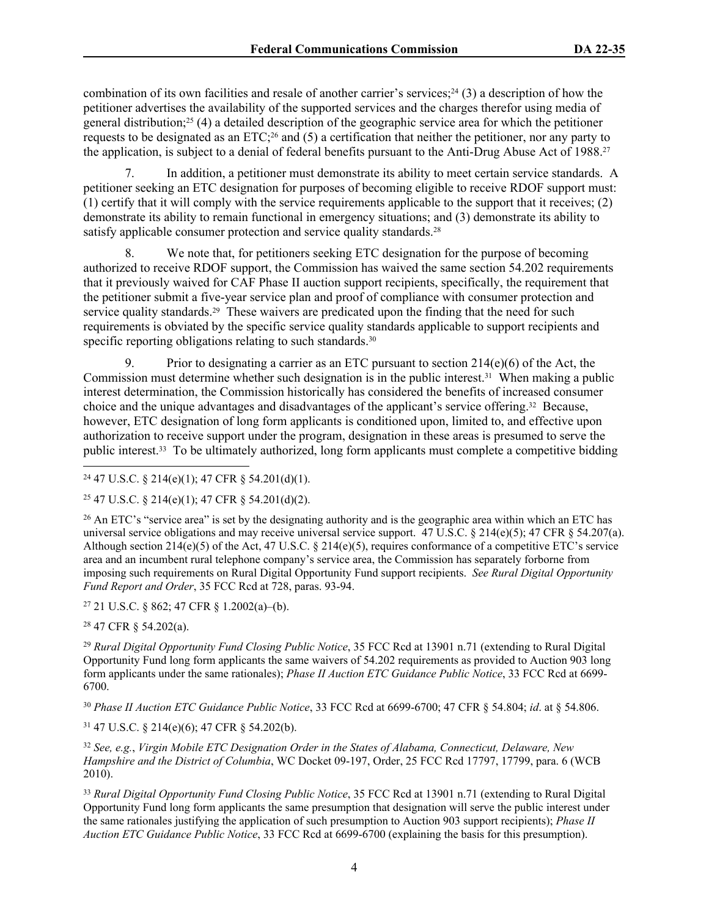combination of its own facilities and resale of another carrier's services;[24] (3) a description of how the petitioner advertises the availability of the supported services and the charges therefor using media of general distribution;[25] (4) a detailed description of the geographic service area for which the petitioner requests to be designated as an ETC;[26] and (5) a certification that neither the petitioner, nor any party to the application, is subject to a denial of federal benefits pursuant to the Anti-Drug Abuse Act of 1988.[27]

7. In addition, a petitioner must demonstrate its ability to meet certain service standards. A petitioner seeking an ETC designation for purposes of becoming eligible to receive RDOF support must: (1) certify that it will comply with the service requirements applicable to the support that it receives; (2) demonstrate its ability to remain functional in emergency situations; and (3) demonstrate its ability to satisfy applicable consumer protection and service quality standards.[28]

8. We note that, for petitioners seeking ETC designation for the purpose of becoming authorized to receive RDOF support, the Commission has waived the same section 54.202 requirements that it previously waived for CAF Phase II auction support recipients, specifically, the requirement that the petitioner submit a five-year service plan and proof of compliance with consumer protection and service quality standards.[29] These waivers are predicated upon the finding that the need for such requirements is obviated by the specific service quality standards applicable to support recipients and specific reporting obligations relating to such standards.[30]

9. Prior to designating a carrier as an ETC pursuant to section 214(e)(6) of the Act, the Commission must determine whether such designation is in the public interest.[31] When making a public interest determination, the Commission historically has considered the benefits of increased consumer choice and the unique advantages and disadvantages of the applicant's service offering.[32] Because, however, ETC designation of long form applicants is conditioned upon, limited to, and effective upon authorization to receive support under the program, designation in these areas is presumed to serve the public interest.[33] To be ultimately authorized, long form applicants must complete a competitive bidding

---

[24] 47 U.S.C. § 214(e)(1); 47 CFR § 54.201(d)(1).

[25] 47 U.S.C. § 214(e)(1); 47 CFR § 54.201(d)(2).

[26] An ETC's "service area" is set by the designating authority and is the geographic area within which an ETC has universal service obligations and may receive universal service support. 47 U.S.C. § 214(e)(5); 47 CFR § 54.207(a). Although section 214(e)(5) of the Act, 47 U.S.C. § 214(e)(5), requires conformance of a competitive ETC's service area and an incumbent rural telephone company's service area, the Commission has separately forborne from imposing such requirements on Rural Digital Opportunity Fund support recipients. *See Rural Digital Opportunity Fund Report and Order*, 35 FCC Rcd at 728, paras. 93-94.

[27] 21 U.S.C. § 862; 47 CFR § 1.2002(a)–(b).

[28] 47 CFR § 54.202(a).

[29] *Rural Digital Opportunity Fund Closing Public Notice*, 35 FCC Rcd at 13901 n.71 (extending to Rural Digital Opportunity Fund long form applicants the same waivers of 54.202 requirements as provided to Auction 903 long form applicants under the same rationales); *Phase II Auction ETC Guidance Public Notice*, 33 FCC Rcd at 6699-6700.

[30] *Phase II Auction ETC Guidance Public Notice*, 33 FCC Rcd at 6699-6700; 47 CFR § 54.804; *id*. at § 54.806.

[31] 47 U.S.C. § 214(e)(6); 47 CFR § 54.202(b).

[32] *See, e.g.*, *Virgin Mobile ETC Designation Order in the States of Alabama, Connecticut, Delaware, New Hampshire and the District of Columbia*, WC Docket 09-197, Order, 25 FCC Rcd 17797, 17799, para. 6 (WCB 2010).

[33] *Rural Digital Opportunity Fund Closing Public Notice*, 35 FCC Rcd at 13901 n.71 (extending to Rural Digital Opportunity Fund long form applicants the same presumption that designation will serve the public interest under the same rationales justifying the application of such presumption to Auction 903 support recipients); *Phase II Auction ETC Guidance Public Notice*, 33 FCC Rcd at 6699-6700 (explaining the basis for this presumption).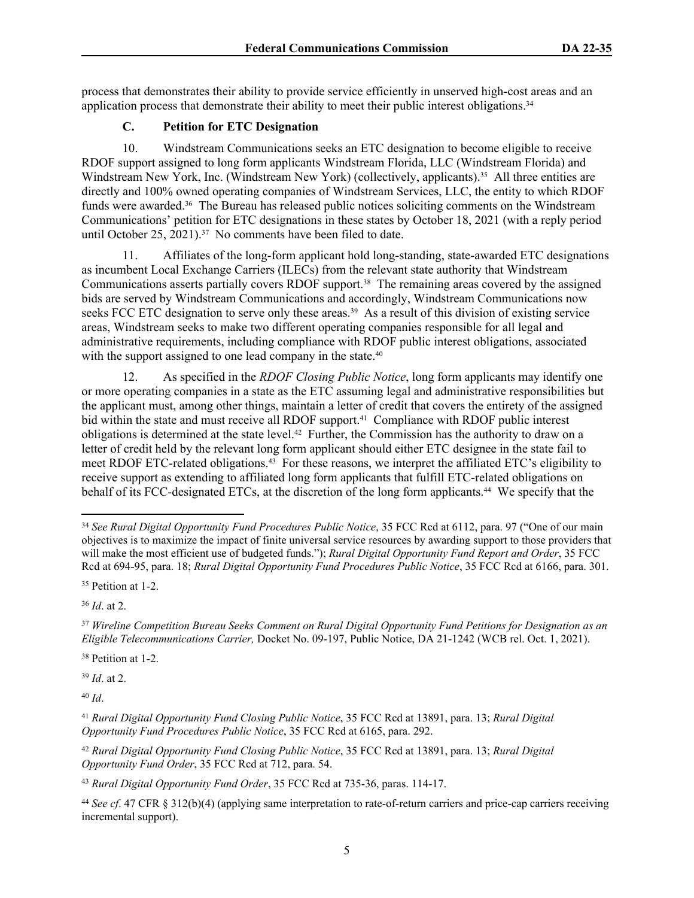process that demonstrates their ability to provide service efficiently in unserved high-cost areas and an application process that demonstrate their ability to meet their public interest obligations.[34]

### C. Petition for ETC Designation

10. Windstream Communications seeks an ETC designation to become eligible to receive RDOF support assigned to long form applicants Windstream Florida, LLC (Windstream Florida) and Windstream New York, Inc. (Windstream New York) (collectively, applicants).[35] All three entities are directly and 100% owned operating companies of Windstream Services, LLC, the entity to which RDOF funds were awarded.[36] The Bureau has released public notices soliciting comments on the Windstream Communications' petition for ETC designations in these states by October 18, 2021 (with a reply period until October 25, 2021).[37] No comments have been filed to date.

11. Affiliates of the long-form applicant hold long-standing, state-awarded ETC designations as incumbent Local Exchange Carriers (ILECs) from the relevant state authority that Windstream Communications asserts partially covers RDOF support.[38] The remaining areas covered by the assigned bids are served by Windstream Communications and accordingly, Windstream Communications now seeks FCC ETC designation to serve only these areas.[39] As a result of this division of existing service areas, Windstream seeks to make two different operating companies responsible for all legal and administrative requirements, including compliance with RDOF public interest obligations, associated with the support assigned to one lead company in the state.[40]

12. As specified in the *RDOF Closing Public Notice*, long form applicants may identify one or more operating companies in a state as the ETC assuming legal and administrative responsibilities but the applicant must, among other things, maintain a letter of credit that covers the entirety of the assigned bid within the state and must receive all RDOF support.[41] Compliance with RDOF public interest obligations is determined at the state level.[42] Further, the Commission has the authority to draw on a letter of credit held by the relevant long form applicant should either ETC designee in the state fail to meet RDOF ETC-related obligations.[43] For these reasons, we interpret the affiliated ETC's eligibility to receive support as extending to affiliated long form applicants that fulfill ETC-related obligations on behalf of its FCC-designated ETCs, at the discretion of the long form applicants.[44] We specify that the

---

[34] *See Rural Digital Opportunity Fund Procedures Public Notice*, 35 FCC Rcd at 6112, para. 97 ("One of our main objectives is to maximize the impact of finite universal service resources by awarding support to those providers that will make the most efficient use of budgeted funds."); *Rural Digital Opportunity Fund Report and Order*, 35 FCC Rcd at 694-95, para. 18; *Rural Digital Opportunity Fund Procedures Public Notice*, 35 FCC Rcd at 6166, para. 301.

[35] Petition at 1-2.

[36] *Id*. at 2.

[37] *Wireline Competition Bureau Seeks Comment on Rural Digital Opportunity Fund Petitions for Designation as an Eligible Telecommunications Carrier,* Docket No. 09-197, Public Notice, DA 21-1242 (WCB rel. Oct. 1, 2021).

[38] Petition at 1-2.

[39] *Id*. at 2.

[40] *Id*.

[41] *Rural Digital Opportunity Fund Closing Public Notice*, 35 FCC Rcd at 13891, para. 13; *Rural Digital Opportunity Fund Procedures Public Notice*, 35 FCC Rcd at 6165, para. 292.

[42] *Rural Digital Opportunity Fund Closing Public Notice*, 35 FCC Rcd at 13891, para. 13; *Rural Digital Opportunity Fund Order*, 35 FCC Rcd at 712, para. 54.

[43] *Rural Digital Opportunity Fund Order*, 35 FCC Rcd at 735-36, paras. 114-17.

[44] *See cf*. 47 CFR § 312(b)(4) (applying same interpretation to rate-of-return carriers and price-cap carriers receiving incremental support).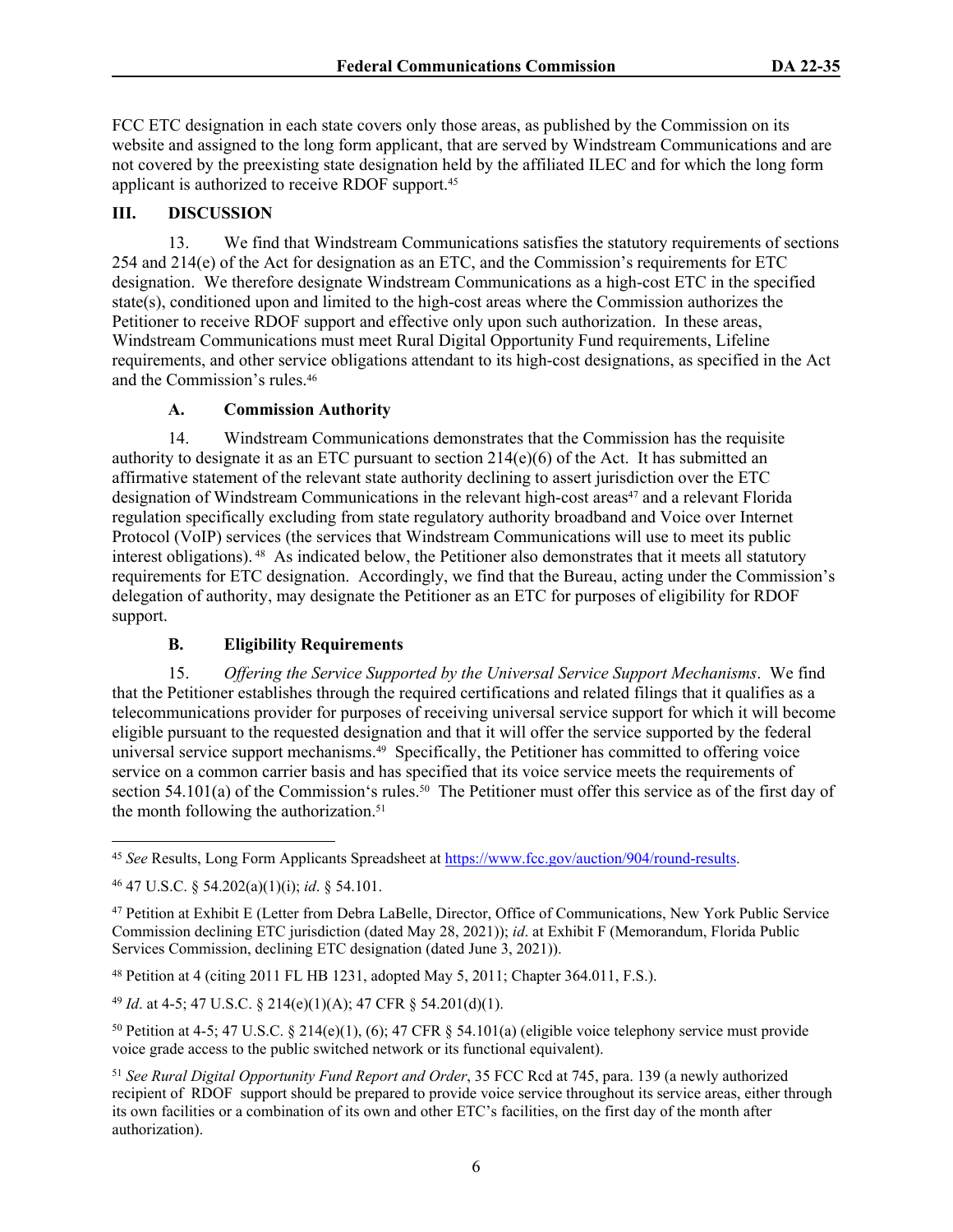FCC ETC designation in each state covers only those areas, as published by the Commission on its website and assigned to the long form applicant, that are served by Windstream Communications and are not covered by the preexisting state designation held by the affiliated ILEC and for which the long form applicant is authorized to receive RDOF support.[45]

## III. DISCUSSION

13. We find that Windstream Communications satisfies the statutory requirements of sections 254 and 214(e) of the Act for designation as an ETC, and the Commission's requirements for ETC designation. We therefore designate Windstream Communications as a high-cost ETC in the specified state(s), conditioned upon and limited to the high-cost areas where the Commission authorizes the Petitioner to receive RDOF support and effective only upon such authorization. In these areas, Windstream Communications must meet Rural Digital Opportunity Fund requirements, Lifeline requirements, and other service obligations attendant to its high-cost designations, as specified in the Act and the Commission's rules.[46]

### A. Commission Authority

14. Windstream Communications demonstrates that the Commission has the requisite authority to designate it as an ETC pursuant to section 214(e)(6) of the Act. It has submitted an affirmative statement of the relevant state authority declining to assert jurisdiction over the ETC designation of Windstream Communications in the relevant high-cost areas[47] and a relevant Florida regulation specifically excluding from state regulatory authority broadband and Voice over Internet Protocol (VoIP) services (the services that Windstream Communications will use to meet its public interest obligations).[48] As indicated below, the Petitioner also demonstrates that it meets all statutory requirements for ETC designation. Accordingly, we find that the Bureau, acting under the Commission's delegation of authority, may designate the Petitioner as an ETC for purposes of eligibility for RDOF support.

### B. Eligibility Requirements

15. *Offering the Service Supported by the Universal Service Support Mechanisms*. We find that the Petitioner establishes through the required certifications and related filings that it qualifies as a telecommunications provider for purposes of receiving universal service support for which it will become eligible pursuant to the requested designation and that it will offer the service supported by the federal universal service support mechanisms.[49] Specifically, the Petitioner has committed to offering voice service on a common carrier basis and has specified that its voice service meets the requirements of section 54.101(a) of the Commission's rules.[50] The Petitioner must offer this service as of the first day of the month following the authorization.[51]

---

[45] *See* Results, Long Form Applicants Spreadsheet at https://www.fcc.gov/auction/904/round-results.

[46] 47 U.S.C. § 54.202(a)(1)(i); *id*. § 54.101.

[47] Petition at Exhibit E (Letter from Debra LaBelle, Director, Office of Communications, New York Public Service Commission declining ETC jurisdiction (dated May 28, 2021)); *id*. at Exhibit F (Memorandum, Florida Public Services Commission, declining ETC designation (dated June 3, 2021)).

[48] Petition at 4 (citing 2011 FL HB 1231, adopted May 5, 2011; Chapter 364.011, F.S.).

[49] *Id*. at 4-5; 47 U.S.C. § 214(e)(1)(A); 47 CFR § 54.201(d)(1).

[50] Petition at 4-5; 47 U.S.C. § 214(e)(1), (6); 47 CFR § 54.101(a) (eligible voice telephony service must provide voice grade access to the public switched network or its functional equivalent).

[51] *See Rural Digital Opportunity Fund Report and Order*, 35 FCC Rcd at 745, para. 139 (a newly authorized recipient of RDOF support should be prepared to provide voice service throughout its service areas, either through its own facilities or a combination of its own and other ETC's facilities, on the first day of the month after authorization).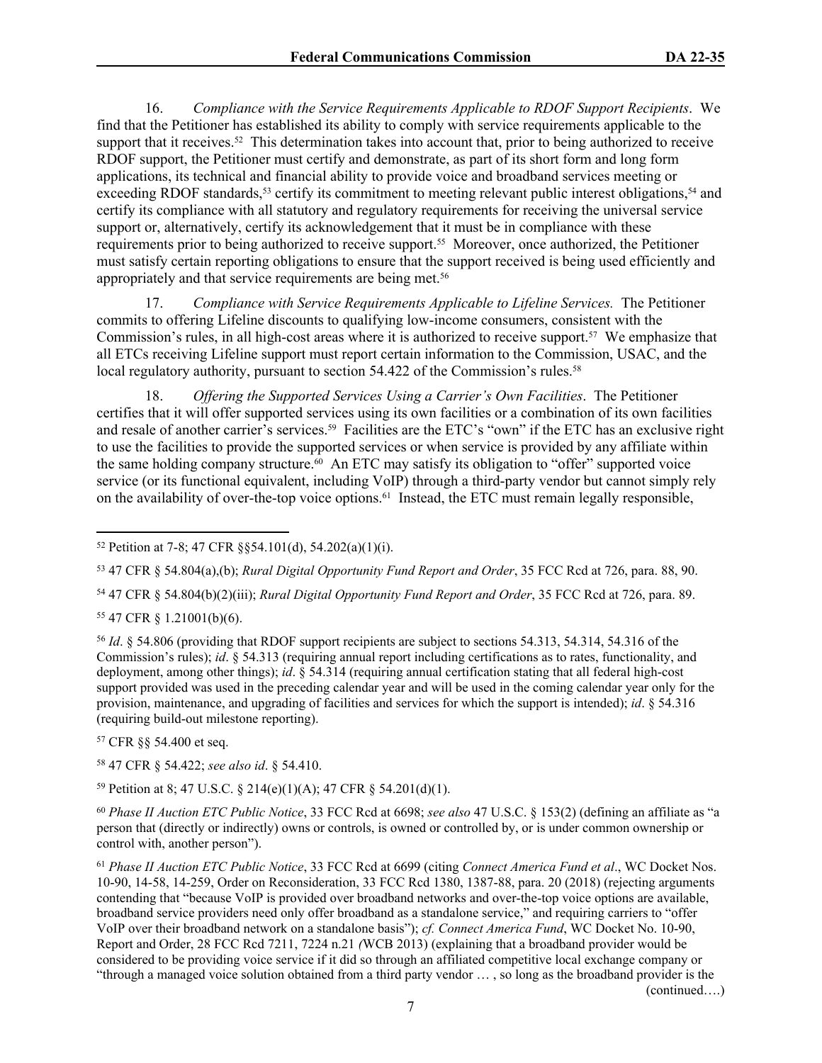16. *Compliance with the Service Requirements Applicable to RDOF Support Recipients*. We find that the Petitioner has established its ability to comply with service requirements applicable to the support that it receives.[52] This determination takes into account that, prior to being authorized to receive RDOF support, the Petitioner must certify and demonstrate, as part of its short form and long form applications, its technical and financial ability to provide voice and broadband services meeting or exceeding RDOF standards,[53] certify its commitment to meeting relevant public interest obligations,[54] and certify its compliance with all statutory and regulatory requirements for receiving the universal service support or, alternatively, certify its acknowledgement that it must be in compliance with these requirements prior to being authorized to receive support.[55] Moreover, once authorized, the Petitioner must satisfy certain reporting obligations to ensure that the support received is being used efficiently and appropriately and that service requirements are being met.[56]

17. *Compliance with Service Requirements Applicable to Lifeline Services.* The Petitioner commits to offering Lifeline discounts to qualifying low-income consumers, consistent with the Commission's rules, in all high-cost areas where it is authorized to receive support.[57] We emphasize that all ETCs receiving Lifeline support must report certain information to the Commission, USAC, and the local regulatory authority, pursuant to section 54.422 of the Commission's rules.[58]

18. *Offering the Supported Services Using a Carrier's Own Facilities*. The Petitioner certifies that it will offer supported services using its own facilities or a combination of its own facilities and resale of another carrier's services.[59] Facilities are the ETC's "own" if the ETC has an exclusive right to use the facilities to provide the supported services or when service is provided by any affiliate within the same holding company structure.[60] An ETC may satisfy its obligation to "offer" supported voice service (or its functional equivalent, including VoIP) through a third-party vendor but cannot simply rely on the availability of over-the-top voice options.[61] Instead, the ETC must remain legally responsible,

---

[52] Petition at 7-8; 47 CFR §§54.101(d), 54.202(a)(1)(i).

[53] 47 CFR § 54.804(a),(b); *Rural Digital Opportunity Fund Report and Order*, 35 FCC Rcd at 726, para. 88, 90.

[54] 47 CFR § 54.804(b)(2)(iii); *Rural Digital Opportunity Fund Report and Order*, 35 FCC Rcd at 726, para. 89.

[55] 47 CFR § 1.21001(b)(6).

[56] *Id*. § 54.806 (providing that RDOF support recipients are subject to sections 54.313, 54.314, 54.316 of the Commission's rules); *id*. § 54.313 (requiring annual report including certifications as to rates, functionality, and deployment, among other things); *id*. § 54.314 (requiring annual certification stating that all federal high-cost support provided was used in the preceding calendar year and will be used in the coming calendar year only for the provision, maintenance, and upgrading of facilities and services for which the support is intended); *id*. § 54.316 (requiring build-out milestone reporting).

[57] CFR §§ 54.400 et seq.

[58] 47 CFR § 54.422; *see also id*. § 54.410.

[59] Petition at 8; 47 U.S.C. § 214(e)(1)(A); 47 CFR § 54.201(d)(1).

[60] *Phase II Auction ETC Public Notice*, 33 FCC Rcd at 6698; *see also* 47 U.S.C. § 153(2) (defining an affiliate as "a person that (directly or indirectly) owns or controls, is owned or controlled by, or is under common ownership or control with, another person").

[61] *Phase II Auction ETC Public Notice*, 33 FCC Rcd at 6699 (citing *Connect America Fund et al*., WC Docket Nos. 10-90, 14-58, 14-259, Order on Reconsideration, 33 FCC Rcd 1380, 1387-88, para. 20 (2018) (rejecting arguments contending that "because VoIP is provided over broadband networks and over-the-top voice options are available, broadband service providers need only offer broadband as a standalone service," and requiring carriers to "offer VoIP over their broadband network on a standalone basis"); *cf. Connect America Fund*, WC Docket No. 10-90, Report and Order, 28 FCC Rcd 7211, 7224 n.21 *(*WCB 2013) (explaining that a broadband provider would be considered to be providing voice service if it did so through an affiliated competitive local exchange company or "through a managed voice solution obtained from a third party vendor … , so long as the broadband provider is the

(continued….)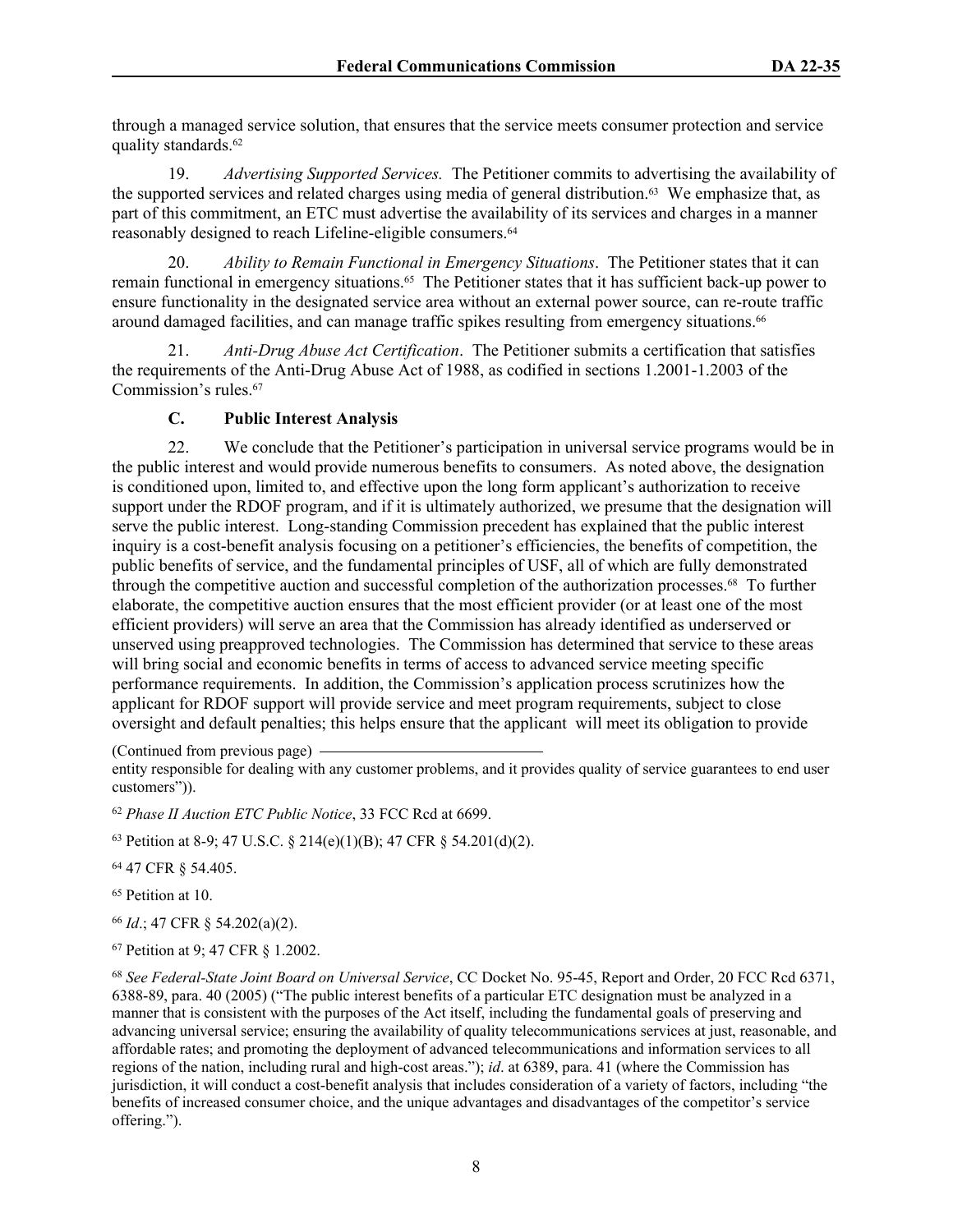through a managed service solution, that ensures that the service meets consumer protection and service quality standards.[62]

19. *Advertising Supported Services.* The Petitioner commits to advertising the availability of the supported services and related charges using media of general distribution.[63] We emphasize that, as part of this commitment, an ETC must advertise the availability of its services and charges in a manner reasonably designed to reach Lifeline-eligible consumers.[64]

20. *Ability to Remain Functional in Emergency Situations*. The Petitioner states that it can remain functional in emergency situations.[65] The Petitioner states that it has sufficient back-up power to ensure functionality in the designated service area without an external power source, can re-route traffic around damaged facilities, and can manage traffic spikes resulting from emergency situations.[66]

21. *Anti-Drug Abuse Act Certification*. The Petitioner submits a certification that satisfies the requirements of the Anti-Drug Abuse Act of 1988, as codified in sections 1.2001-1.2003 of the Commission's rules.[67]

### C. Public Interest Analysis

22. We conclude that the Petitioner's participation in universal service programs would be in the public interest and would provide numerous benefits to consumers. As noted above, the designation is conditioned upon, limited to, and effective upon the long form applicant's authorization to receive support under the RDOF program, and if it is ultimately authorized, we presume that the designation will serve the public interest. Long-standing Commission precedent has explained that the public interest inquiry is a cost-benefit analysis focusing on a petitioner's efficiencies, the benefits of competition, the public benefits of service, and the fundamental principles of USF, all of which are fully demonstrated through the competitive auction and successful completion of the authorization processes.[68] To further elaborate, the competitive auction ensures that the most efficient provider (or at least one of the most efficient providers) will serve an area that the Commission has already identified as underserved or unserved using preapproved technologies. The Commission has determined that service to these areas will bring social and economic benefits in terms of access to advanced service meeting specific performance requirements. In addition, the Commission's application process scrutinizes how the applicant for RDOF support will provide service and meet program requirements, subject to close oversight and default penalties; this helps ensure that the applicant will meet its obligation to provide

(Continued from previous page)
entity responsible for dealing with any customer problems, and it provides quality of service guarantees to end user customers")).

[62] *Phase II Auction ETC Public Notice*, 33 FCC Rcd at 6699.

[63] Petition at 8-9; 47 U.S.C. § 214(e)(1)(B); 47 CFR § 54.201(d)(2).

[64] 47 CFR § 54.405.

[65] Petition at 10.

[66] *Id*.; 47 CFR § 54.202(a)(2).

[67] Petition at 9; 47 CFR § 1.2002.

[68] *See Federal-State Joint Board on Universal Service*, CC Docket No. 95-45, Report and Order, 20 FCC Rcd 6371, 6388-89, para. 40 (2005) ("The public interest benefits of a particular ETC designation must be analyzed in a manner that is consistent with the purposes of the Act itself, including the fundamental goals of preserving and advancing universal service; ensuring the availability of quality telecommunications services at just, reasonable, and affordable rates; and promoting the deployment of advanced telecommunications and information services to all regions of the nation, including rural and high-cost areas."); *id*. at 6389, para. 41 (where the Commission has jurisdiction, it will conduct a cost-benefit analysis that includes consideration of a variety of factors, including "the benefits of increased consumer choice, and the unique advantages and disadvantages of the competitor's service offering.").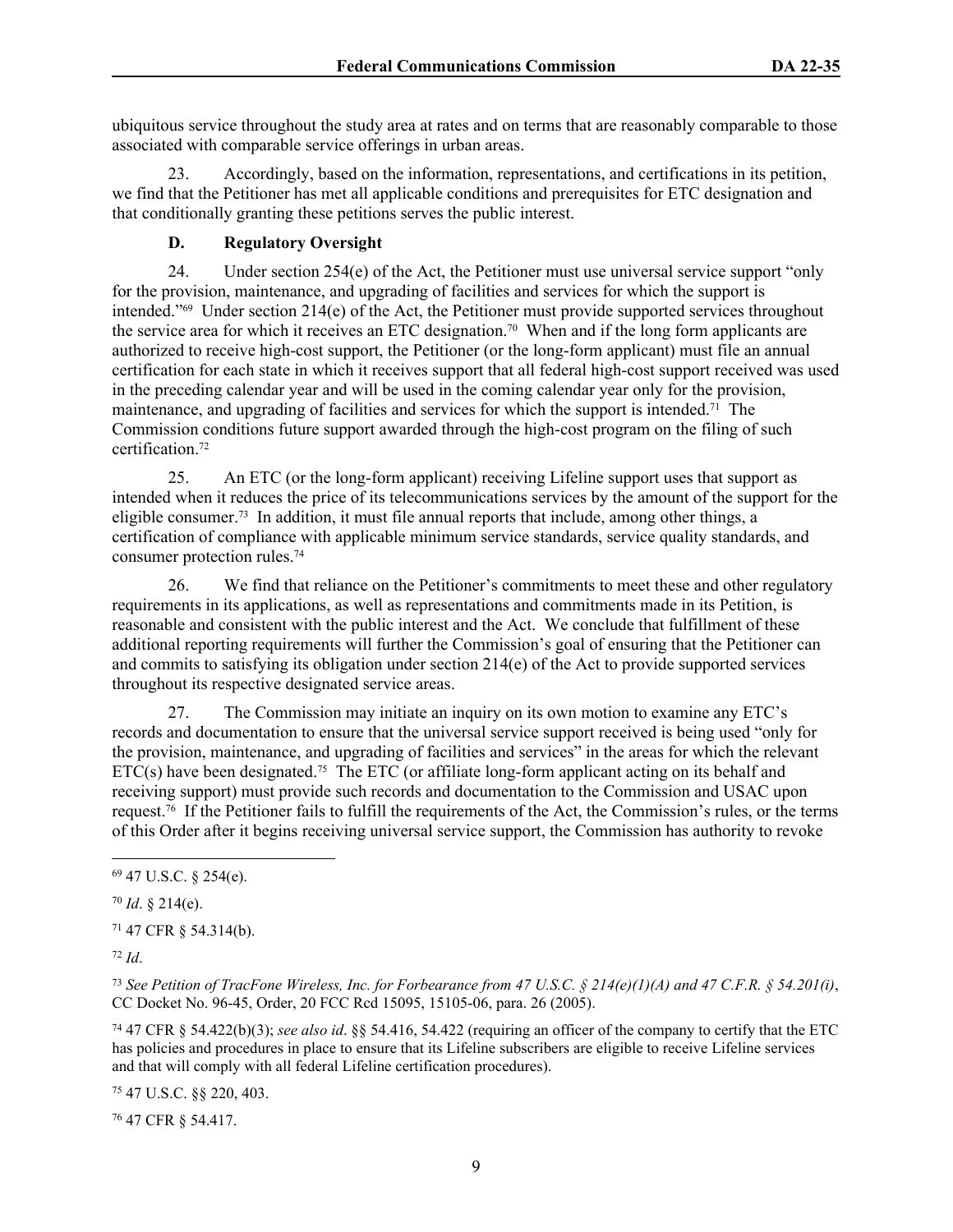ubiquitous service throughout the study area at rates and on terms that are reasonably comparable to those associated with comparable service offerings in urban areas.

23. Accordingly, based on the information, representations, and certifications in its petition, we find that the Petitioner has met all applicable conditions and prerequisites for ETC designation and that conditionally granting these petitions serves the public interest.

### D. Regulatory Oversight

24. Under section 254(e) of the Act, the Petitioner must use universal service support "only for the provision, maintenance, and upgrading of facilities and services for which the support is intended."[69] Under section 214(e) of the Act, the Petitioner must provide supported services throughout the service area for which it receives an ETC designation.[70] When and if the long form applicants are authorized to receive high-cost support, the Petitioner (or the long-form applicant) must file an annual certification for each state in which it receives support that all federal high-cost support received was used in the preceding calendar year and will be used in the coming calendar year only for the provision, maintenance, and upgrading of facilities and services for which the support is intended.[71] The Commission conditions future support awarded through the high-cost program on the filing of such certification.[72]

25. An ETC (or the long-form applicant) receiving Lifeline support uses that support as intended when it reduces the price of its telecommunications services by the amount of the support for the eligible consumer.[73] In addition, it must file annual reports that include, among other things, a certification of compliance with applicable minimum service standards, service quality standards, and consumer protection rules.[74]

26. We find that reliance on the Petitioner's commitments to meet these and other regulatory requirements in its applications, as well as representations and commitments made in its Petition, is reasonable and consistent with the public interest and the Act. We conclude that fulfillment of these additional reporting requirements will further the Commission's goal of ensuring that the Petitioner can and commits to satisfying its obligation under section 214(e) of the Act to provide supported services throughout its respective designated service areas.

27. The Commission may initiate an inquiry on its own motion to examine any ETC's records and documentation to ensure that the universal service support received is being used "only for the provision, maintenance, and upgrading of facilities and services" in the areas for which the relevant ETC(s) have been designated.[75] The ETC (or affiliate long-form applicant acting on its behalf and receiving support) must provide such records and documentation to the Commission and USAC upon request.[76] If the Petitioner fails to fulfill the requirements of the Act, the Commission's rules, or the terms of this Order after it begins receiving universal service support, the Commission has authority to revoke

---

[69] 47 U.S.C. § 254(e).

[70] *Id*. § 214(e).

[71] 47 CFR § 54.314(b).

[72] *Id*.

[73] *See Petition of TracFone Wireless, Inc. for Forbearance from 47 U.S.C. § 214(e)(1)(A) and 47 C.F.R. § 54.201(i)*, CC Docket No. 96-45, Order, 20 FCC Rcd 15095, 15105-06, para. 26 (2005).

[74] 47 CFR § 54.422(b)(3); *see also id*. §§ 54.416, 54.422 (requiring an officer of the company to certify that the ETC has policies and procedures in place to ensure that its Lifeline subscribers are eligible to receive Lifeline services and that will comply with all federal Lifeline certification procedures).

[75] 47 U.S.C. §§ 220, 403.

[76] 47 CFR § 54.417.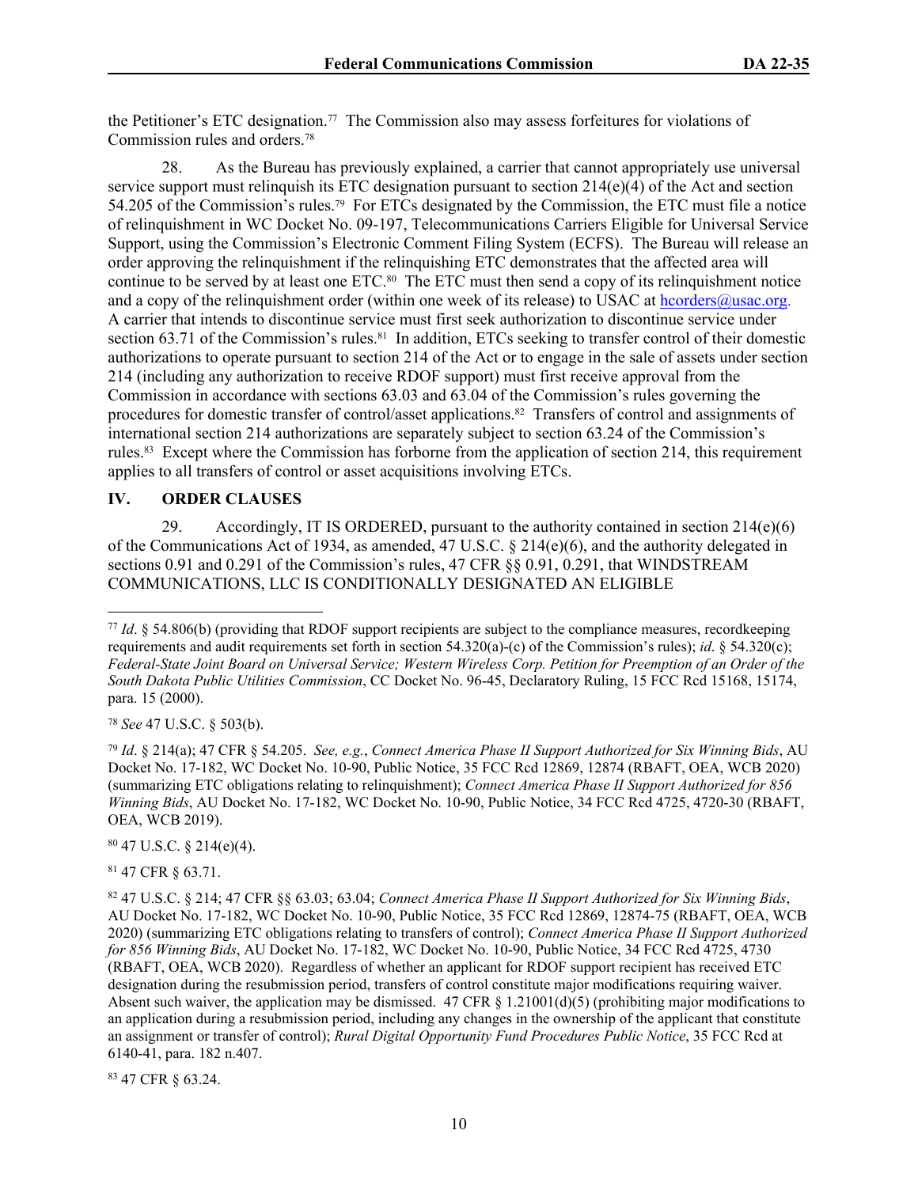the Petitioner's ETC designation.[77] The Commission also may assess forfeitures for violations of Commission rules and orders.[78]

28. As the Bureau has previously explained, a carrier that cannot appropriately use universal service support must relinquish its ETC designation pursuant to section 214(e)(4) of the Act and section 54.205 of the Commission's rules.[79] For ETCs designated by the Commission, the ETC must file a notice of relinquishment in WC Docket No. 09-197, Telecommunications Carriers Eligible for Universal Service Support, using the Commission's Electronic Comment Filing System (ECFS). The Bureau will release an order approving the relinquishment if the relinquishing ETC demonstrates that the affected area will continue to be served by at least one ETC.[80] The ETC must then send a copy of its relinquishment notice and a copy of the relinquishment order (within one week of its release) to USAC at hcorders@usac.org. A carrier that intends to discontinue service must first seek authorization to discontinue service under section 63.71 of the Commission's rules.[81] In addition, ETCs seeking to transfer control of their domestic authorizations to operate pursuant to section 214 of the Act or to engage in the sale of assets under section 214 (including any authorization to receive RDOF support) must first receive approval from the Commission in accordance with sections 63.03 and 63.04 of the Commission's rules governing the procedures for domestic transfer of control/asset applications.[82] Transfers of control and assignments of international section 214 authorizations are separately subject to section 63.24 of the Commission's rules.[83] Except where the Commission has forborne from the application of section 214, this requirement applies to all transfers of control or asset acquisitions involving ETCs.

## IV. ORDER CLAUSES

29. Accordingly, IT IS ORDERED, pursuant to the authority contained in section 214(e)(6) of the Communications Act of 1934, as amended, 47 U.S.C. § 214(e)(6), and the authority delegated in sections 0.91 and 0.291 of the Commission's rules, 47 CFR §§ 0.91, 0.291, that WINDSTREAM COMMUNICATIONS, LLC IS CONDITIONALLY DESIGNATED AN ELIGIBLE

---

[77] *Id*. § 54.806(b) (providing that RDOF support recipients are subject to the compliance measures, recordkeeping requirements and audit requirements set forth in section 54.320(a)-(c) of the Commission's rules); *id*. § 54.320(c); *Federal-State Joint Board on Universal Service; Western Wireless Corp. Petition for Preemption of an Order of the South Dakota Public Utilities Commission*, CC Docket No. 96-45, Declaratory Ruling, 15 FCC Rcd 15168, 15174, para. 15 (2000).

[78] *See* 47 U.S.C. § 503(b).

[79] *Id*. § 214(a); 47 CFR § 54.205. *See, e.g.*, *Connect America Phase II Support Authorized for Six Winning Bids*, AU Docket No. 17-182, WC Docket No. 10-90, Public Notice, 35 FCC Rcd 12869, 12874 (RBAFT, OEA, WCB 2020) (summarizing ETC obligations relating to relinquishment); *Connect America Phase II Support Authorized for 856 Winning Bids*, AU Docket No. 17-182, WC Docket No. 10-90, Public Notice, 34 FCC Rcd 4725, 4720-30 (RBAFT, OEA, WCB 2019).

[80] 47 U.S.C. § 214(e)(4).

[81] 47 CFR § 63.71.

[82] 47 U.S.C. § 214; 47 CFR §§ 63.03; 63.04; *Connect America Phase II Support Authorized for Six Winning Bids*, AU Docket No. 17-182, WC Docket No. 10-90, Public Notice, 35 FCC Rcd 12869, 12874-75 (RBAFT, OEA, WCB 2020) (summarizing ETC obligations relating to transfers of control); *Connect America Phase II Support Authorized for 856 Winning Bids*, AU Docket No. 17-182, WC Docket No. 10-90, Public Notice, 34 FCC Rcd 4725, 4730 (RBAFT, OEA, WCB 2020). Regardless of whether an applicant for RDOF support recipient has received ETC designation during the resubmission period, transfers of control constitute major modifications requiring waiver. Absent such waiver, the application may be dismissed. 47 CFR § 1.21001(d)(5) (prohibiting major modifications to an application during a resubmission period, including any changes in the ownership of the applicant that constitute an assignment or transfer of control); *Rural Digital Opportunity Fund Procedures Public Notice*, 35 FCC Rcd at 6140-41, para. 182 n.407.

[83] 47 CFR § 63.24.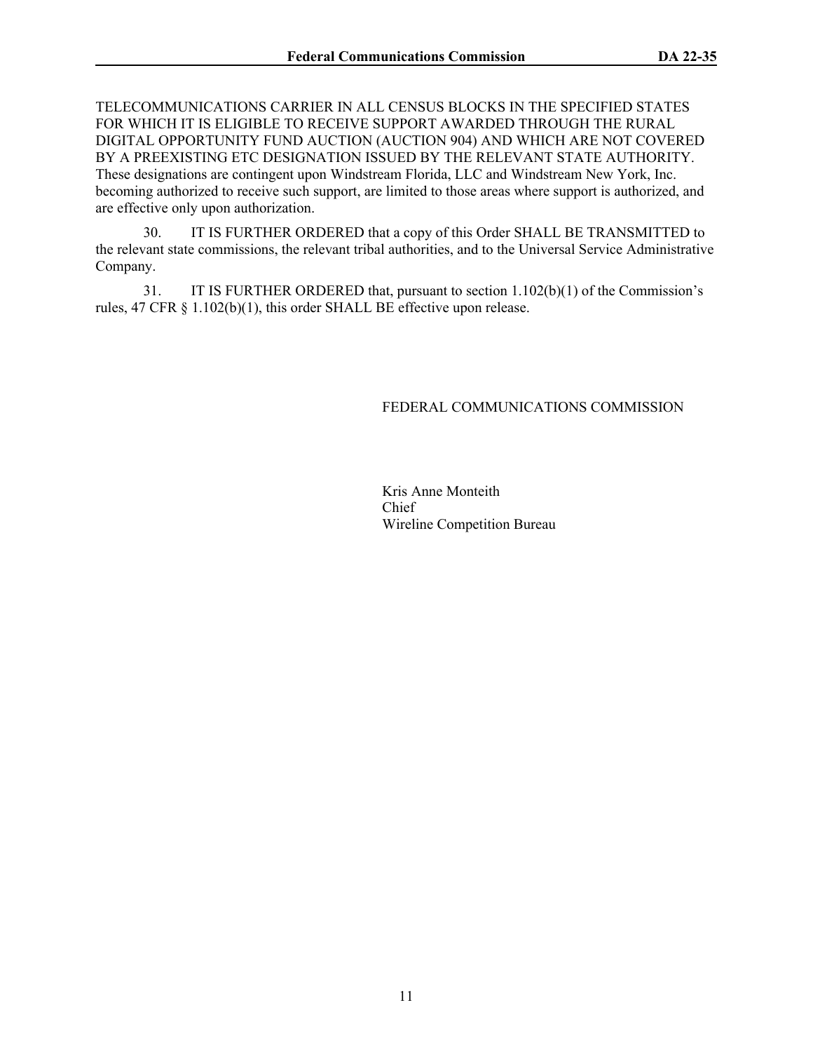TELECOMMUNICATIONS CARRIER IN ALL CENSUS BLOCKS IN THE SPECIFIED STATES FOR WHICH IT IS ELIGIBLE TO RECEIVE SUPPORT AWARDED THROUGH THE RURAL DIGITAL OPPORTUNITY FUND AUCTION (AUCTION 904) AND WHICH ARE NOT COVERED BY A PREEXISTING ETC DESIGNATION ISSUED BY THE RELEVANT STATE AUTHORITY. These designations are contingent upon Windstream Florida, LLC and Windstream New York, Inc. becoming authorized to receive such support, are limited to those areas where support is authorized, and are effective only upon authorization.

30. IT IS FURTHER ORDERED that a copy of this Order SHALL BE TRANSMITTED to the relevant state commissions, the relevant tribal authorities, and to the Universal Service Administrative Company.

31. IT IS FURTHER ORDERED that, pursuant to section 1.102(b)(1) of the Commission's rules, 47 CFR § 1.102(b)(1), this order SHALL BE effective upon release.

FEDERAL COMMUNICATIONS COMMISSION

Kris Anne Monteith
Chief
Wireline Competition Bureau